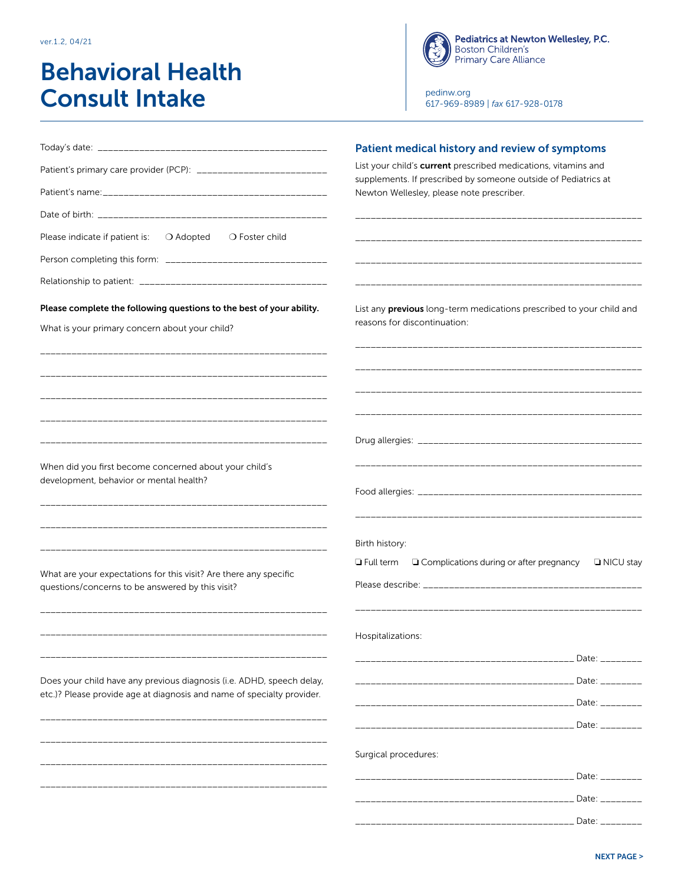ver.1.2, 04/21

# Behavioral Health Consult Intake

**Pediatrics at Newton Wellesley, P.C.**
Boston Children's
Primary Care Alliance

pedinw.org
617-969-8989 | *fax* 617-928-0178

Today's date: ___________________________________________

Patient's primary care provider (PCP): _________________________

Patient's name:___________________________________________

Date of birth: ___________________________________________

Please indicate if patient is: ❍ Adopted ❍ Foster child

Person completing this form: ______________________________

Relationship to patient: __________________________________

**Please complete the following questions to the best of your ability.**

What is your primary concern about your child?

_______________________________________________________

_______________________________________________________

_______________________________________________________

_______________________________________________________

_______________________________________________________

When did you first become concerned about your child's development, behavior or mental health?

_______________________________________________________

_______________________________________________________

_______________________________________________________

What are your expectations for this visit? Are there any specific questions/concerns to be answered by this visit?

_______________________________________________________

_______________________________________________________

_______________________________________________________

Does your child have any previous diagnosis (i.e. ADHD, speech delay, etc.)? Please provide age at diagnosis and name of specialty provider.

_______________________________________________________

_______________________________________________________

_______________________________________________________

_______________________________________________________

## Patient medical history and review of symptoms

List your child's **current** prescribed medications, vitamins and supplements. If prescribed by someone outside of Pediatrics at Newton Wellesley, please note prescriber.

_______________________________________________________

_______________________________________________________

_______________________________________________________

_______________________________________________________

List any **previous** long-term medications prescribed to your child and reasons for discontinuation:

_______________________________________________________

_______________________________________________________

_______________________________________________________

_______________________________________________________

Drug allergies: ___________________________________________

_______________________________________________________

Food allergies: ___________________________________________

_______________________________________________________

Birth history:

❑ Full term ❑ Complications during or after pregnancy ❑ NICU stay

Please describe: _________________________________________

_______________________________________________________

Hospitalizations:

_________________________________________ Date: ________

_________________________________________ Date: ________

_________________________________________ Date: ________

_________________________________________ Date: ________

Surgical procedures:

_________________________________________ Date: ________

_________________________________________ Date: ________

_________________________________________ Date: ________

**NEXT PAGE >**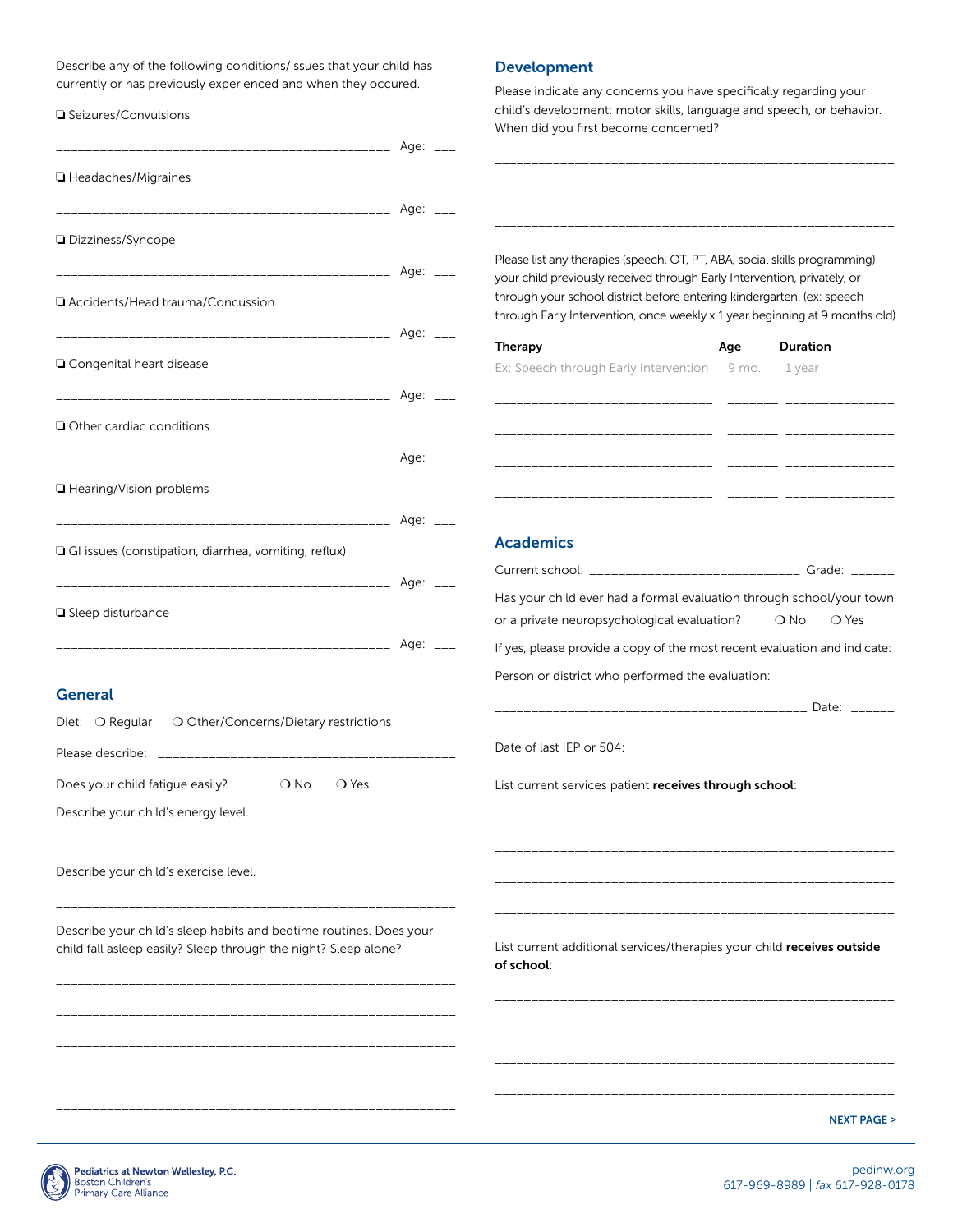Describe any of the following conditions/issues that your child has currently or has previously experienced and when they occured.

❑ Seizures/Convulsions

_______________________________________________ Age: ___

❑ Headaches/Migraines

_______________________________________________ Age: ___

❑ Dizziness/Syncope

_______________________________________________ Age: ___

❑ Accidents/Head trauma/Concussion

_______________________________________________ Age: ___

❑ Congenital heart disease

_______________________________________________ Age: ___

❑ Other cardiac conditions

_______________________________________________ Age: ___

❑ Hearing/Vision problems

_______________________________________________ Age: ___

❑ GI issues (constipation, diarrhea, vomiting, reflux)

_______________________________________________ Age: ___

❑ Sleep disturbance

_______________________________________________ Age: ___

## General

Diet: ❍ Regular ❍ Other/Concerns/Dietary restrictions

Please describe: ___________________________________________

Does your child fatigue easily? ❍ No ❍ Yes

Describe your child's energy level.

________________________________________________________

Describe your child's exercise level.

________________________________________________________

Describe your child's sleep habits and bedtime routines. Does your child fall asleep easily? Sleep through the night? Sleep alone?

________________________________________________________

________________________________________________________

________________________________________________________

________________________________________________________

________________________________________________________

## Development

Please indicate any concerns you have specifically regarding your child's development: motor skills, language and speech, or behavior. When did you first become concerned?

________________________________________________________

________________________________________________________

________________________________________________________

Please list any therapies (speech, OT, PT, ABA, social skills programming) your child previously received through Early Intervention, privately, or through your school district before entering kindergarten. (ex: speech through Early Intervention, once weekly x 1 year beginning at 9 months old)

| Therapy | Age | Duration |
|---|---|---|
| Ex: Speech through Early Intervention | 9 mo. | 1 year |
| | | |
| | | |
| | | |
| | | |

## Academics

Current school: ______________________________ Grade: ______

Has your child ever had a formal evaluation through school/your town or a private neuropsychological evaluation? ❍ No ❍ Yes

If yes, please provide a copy of the most recent evaluation and indicate:

Person or district who performed the evaluation:

_____________________________________________ Date: ______

Date of last IEP or 504: _____________________________________

List current services patient **receives through school**:

________________________________________________________

________________________________________________________

________________________________________________________

________________________________________________________

List current additional services/therapies your child **receives outside of school**:

________________________________________________________

________________________________________________________

________________________________________________________

________________________________________________________

NEXT PAGE >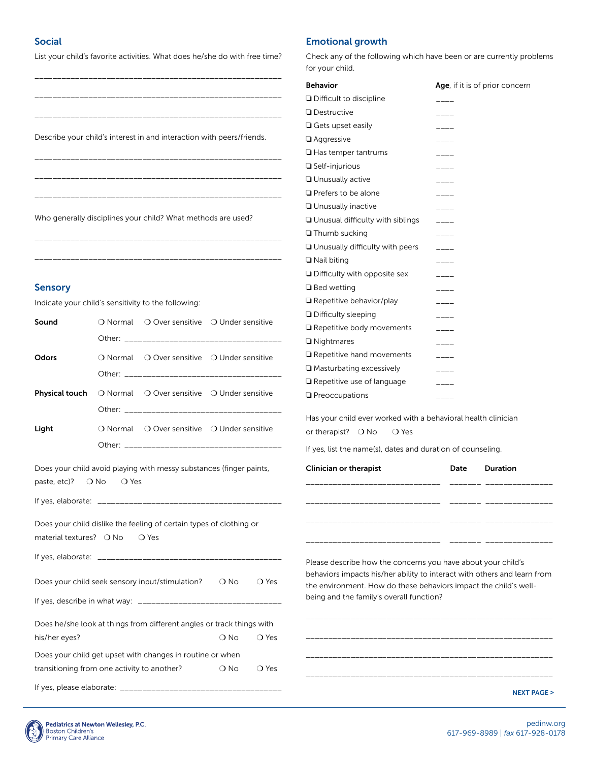## Social

List your child's favorite activities. What does he/she do with free time?

_______________________________________________________

_______________________________________________________

_______________________________________________________

Describe your child's interest in and interaction with peers/friends.

_______________________________________________________

_______________________________________________________

_______________________________________________________

Who generally disciplines your child? What methods are used?

_______________________________________________________

_______________________________________________________

## Sensory

Indicate your child's sensitivity to the following:

**Sound** ❍ Normal ❍ Over sensitive ❍ Under sensitive

Other: ___________________________________

**Odors** ❍ Normal ❍ Over sensitive ❍ Under sensitive

Other: ___________________________________

**Physical touch** ❍ Normal ❍ Over sensitive ❍ Under sensitive

Other: ___________________________________

**Light** ❍ Normal ❍ Over sensitive ❍ Under sensitive

Other: ___________________________________

Does your child avoid playing with messy substances (finger paints, paste, etc)? ❍ No ❍ Yes

If yes, elaborate: ___________________________________

Does your child dislike the feeling of certain types of clothing or material textures? ❍ No ❍ Yes

If yes, elaborate: ___________________________________

Does your child seek sensory input/stimulation? ❍ No ❍ Yes

If yes, describe in what way: ___________________________________

Does he/she look at things from different angles or track things with his/her eyes? ❍ No ❍ Yes

Does your child get upset with changes in routine or when transitioning from one activity to another? ❍ No ❍ Yes

If yes, please elaborate: ___________________________________

## Emotional growth

Check any of the following which have been or are currently problems for your child.

| **Behavior** | **Age**, if it is of prior concern |
|---|---|
| ❑ Difficult to discipline | ____ |
| ❑ Destructive | ____ |
| ❑ Gets upset easily | ____ |
| ❑ Aggressive | ____ |
| ❑ Has temper tantrums | ____ |
| ❑ Self-injurious | ____ |
| ❑ Unusually active | ____ |
| ❑ Prefers to be alone | ____ |
| ❑ Unusually inactive | ____ |
| ❑ Unusual difficulty with siblings | ____ |
| ❑ Thumb sucking | ____ |
| ❑ Unusually difficulty with peers | ____ |
| ❑ Nail biting | ____ |
| ❑ Difficulty with opposite sex | ____ |
| ❑ Bed wetting | ____ |
| ❑ Repetitive behavior/play | ____ |
| ❑ Difficulty sleeping | ____ |
| ❑ Repetitive body movements | ____ |
| ❑ Nightmares | ____ |
| ❑ Repetitive hand movements | ____ |
| ❑ Masturbating excessively | ____ |
| ❑ Repetitive use of language | ____ |
| ❑ Preoccupations | ____ |

Has your child ever worked with a behavioral health clinician or therapist? ❍ No ❍ Yes

If yes, list the name(s), dates and duration of counseling.

| **Clinician or therapist** | **Date** | **Duration** |
|---|---|---|
| ____________________ | _______ | ____________ |
| ____________________ | _______ | ____________ |
| ____________________ | _______ | ____________ |
| ____________________ | _______ | ____________ |

Please describe how the concerns you have about your child's behaviors impacts his/her ability to interact with others and learn from the environment. How do these behaviors impact the child's well-being and the family's overall function?

_______________________________________________________

_______________________________________________________

_______________________________________________________

_______________________________________________________

NEXT PAGE >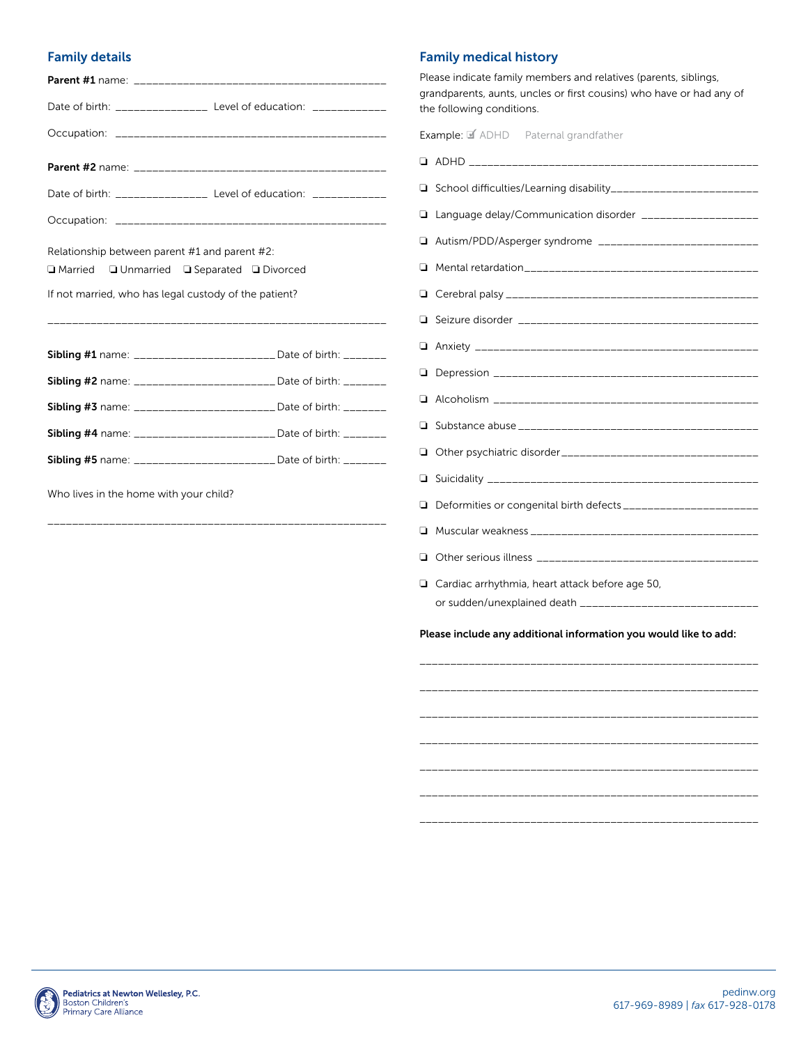## Family details

**Parent #1** name: ___________________________________________

Date of birth: _______________ Level of education: ____________

Occupation: ______________________________________________

**Parent #2** name: ___________________________________________

Date of birth: _______________ Level of education: ____________

Occupation: ______________________________________________

Relationship between parent #1 and parent #2:

❑ Married ❑ Unmarried ❑ Separated ❑ Divorced

If not married, who has legal custody of the patient?

__________________________________________________________

**Sibling #1** name: _______________________ Date of birth: _______

**Sibling #2** name: _______________________ Date of birth: _______

**Sibling #3** name: _______________________ Date of birth: _______

**Sibling #4** name: _______________________ Date of birth: _______

**Sibling #5** name: _______________________ Date of birth: _______

Who lives in the home with your child?

__________________________________________________________

## Family medical history

Please indicate family members and relatives (parents, siblings, grandparents, aunts, uncles or first cousins) who have or had any of the following conditions.

Example: ☑ ADHD Paternal grandfather

❑ ADHD __________________________________________________

❑ School difficulties/Learning disability________________________

❑ Language delay/Communication disorder ___________________

❑ Autism/PDD/Asperger syndrome __________________________

❑ Mental retardation______________________________________

❑ Cerebral palsy _________________________________________

❑ Seizure disorder _______________________________________

❑ Anxiety _______________________________________________

❑ Depression ____________________________________________

❑ Alcoholism ____________________________________________

❑ Substance abuse _______________________________________

❑ Other psychiatric disorder _______________________________

❑ Suicidality _____________________________________________

❑ Deformities or congenital birth defects ____________________

❑ Muscular weakness ____________________________________

❑ Other serious illness ___________________________________

❑ Cardiac arrhythmia, heart attack before age 50, or sudden/unexplained death ______________________________

**Please include any additional information you would like to add:**

__________________________________________________________

__________________________________________________________

__________________________________________________________

__________________________________________________________

__________________________________________________________

__________________________________________________________

__________________________________________________________

**Pediatrics at Newton Wellesley, P.C.**
Boston Children's
Primary Care Alliance

pedinw.org
617-969-8989 | *fax* 617-928-0178